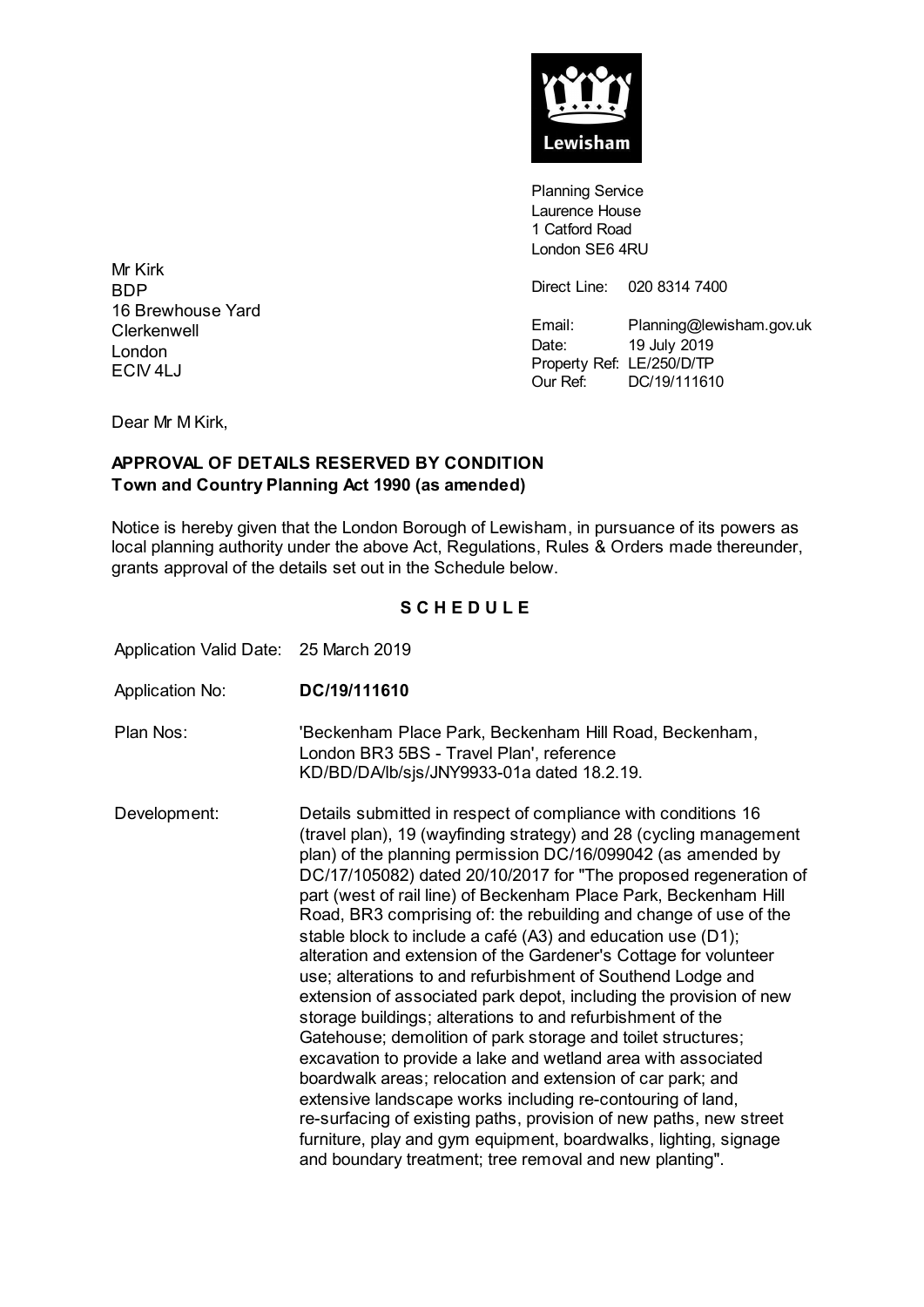Lewisham

Planning Service
Laurence House
1 Catford Road
London SE6 4RU

Mr Kirk
BDP
16 Brewhouse Yard
Clerkenwell
London
ECIV 4LJ

Direct Line: 020 8314 7400

Email: Planning@lewisham.gov.uk
Date: 19 July 2019
Property Ref: LE/250/D/TP
Our Ref: DC/19/111610

Dear Mr M Kirk,

**APPROVAL OF DETAILS RESERVED BY CONDITION**
**Town and Country Planning Act 1990 (as amended)**

Notice is hereby given that the London Borough of Lewisham, in pursuance of its powers as local planning authority under the above Act, Regulations, Rules & Orders made thereunder, grants approval of the details set out in the Schedule below.

## S C H E D U L E

| | |
|---|---|
| Application Valid Date: | 25 March 2019 |
| Application No: | **DC/19/111610** |
| Plan Nos: | 'Beckenham Place Park, Beckenham Hill Road, Beckenham, London BR3 5BS - Travel Plan', reference KD/BD/DA/lb/sjs/JNY9933-01a dated 18.2.19. |
| Development: | Details submitted in respect of compliance with conditions 16 (travel plan), 19 (wayfinding strategy) and 28 (cycling management plan) of the planning permission DC/16/099042 (as amended by DC/17/105082) dated 20/10/2017 for "The proposed regeneration of part (west of rail line) of Beckenham Place Park, Beckenham Hill Road, BR3 comprising of: the rebuilding and change of use of the stable block to include a café (A3) and education use (D1); alteration and extension of the Gardener's Cottage for volunteer use; alterations to and refurbishment of Southend Lodge and extension of associated park depot, including the provision of new storage buildings; alterations to and refurbishment of the Gatehouse; demolition of park storage and toilet structures; excavation to provide a lake and wetland area with associated boardwalk areas; relocation and extension of car park; and extensive landscape works including re-contouring of land, re-surfacing of existing paths, provision of new paths, new street furniture, play and gym equipment, boardwalks, lighting, signage and boundary treatment; tree removal and new planting". |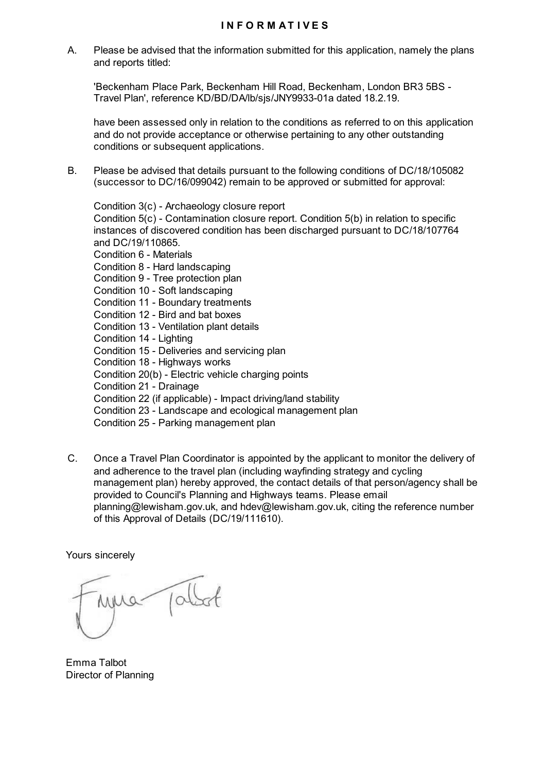## INFORMATIVES

A. Please be advised that the information submitted for this application, namely the plans and reports titled:

'Beckenham Place Park, Beckenham Hill Road, Beckenham, London BR3 5BS - Travel Plan', reference KD/BD/DA/lb/sjs/JNY9933-01a dated 18.2.19.

have been assessed only in relation to the conditions as referred to on this application and do not provide acceptance or otherwise pertaining to any other outstanding conditions or subsequent applications.

B. Please be advised that details pursuant to the following conditions of DC/18/105082 (successor to DC/16/099042) remain to be approved or submitted for approval:

Condition 3(c) - Archaeology closure report
Condition 5(c) - Contamination closure report. Condition 5(b) in relation to specific instances of discovered condition has been discharged pursuant to DC/18/107764 and DC/19/110865.
Condition 6 - Materials
Condition 8 - Hard landscaping
Condition 9 - Tree protection plan
Condition 10 - Soft landscaping
Condition 11 - Boundary treatments
Condition 12 - Bird and bat boxes
Condition 13 - Ventilation plant details
Condition 14 - Lighting
Condition 15 - Deliveries and servicing plan
Condition 18 - Highways works
Condition 20(b) - Electric vehicle charging points
Condition 21 - Drainage
Condition 22 (if applicable) - Impact driving/land stability
Condition 23 - Landscape and ecological management plan
Condition 25 - Parking management plan

C. Once a Travel Plan Coordinator is appointed by the applicant to monitor the delivery of and adherence to the travel plan (including wayfinding strategy and cycling management plan) hereby approved, the contact details of that person/agency shall be provided to Council's Planning and Highways teams. Please email planning@lewisham.gov.uk, and hdev@lewisham.gov.uk, citing the reference number of this Approval of Details (DC/19/111610).

Yours sincerely

Emma Talbot
Director of Planning